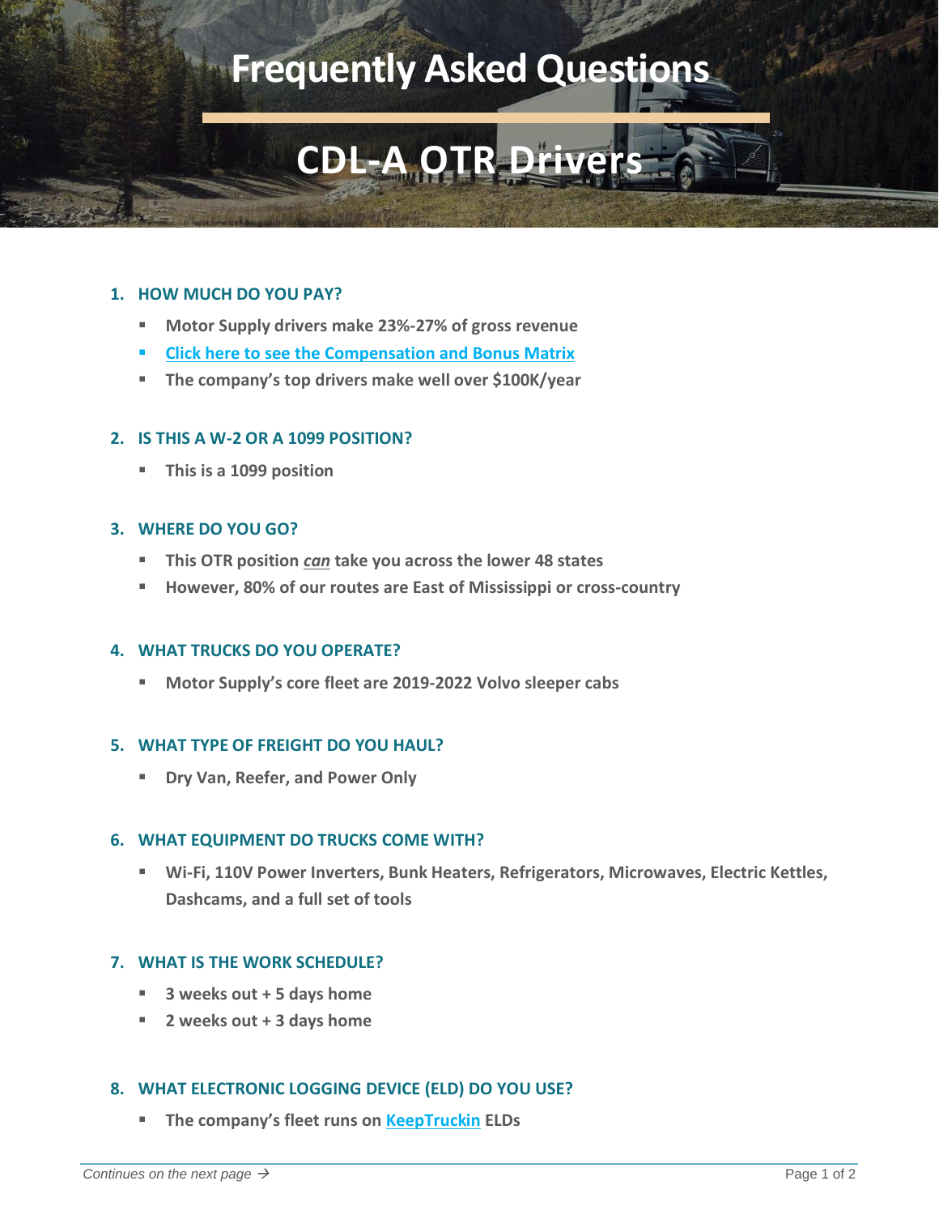# Frequently Asked Questions

# CDL-A OTR Drivers

## 1. HOW MUCH DO YOU PAY?

- **Motor Supply drivers make 23%-27% of gross revenue**
- **Click here to see the Compensation and Bonus Matrix**
- **The company's top drivers make well over $100K/year**

## 2. IS THIS A W-2 OR A 1099 POSITION?

- **This is a 1099 position**

## 3. WHERE DO YOU GO?

- **This OTR position *can* take you across the lower 48 states**
- **However, 80% of our routes are East of Mississippi or cross-country**

## 4. WHAT TRUCKS DO YOU OPERATE?

- **Motor Supply's core fleet are 2019-2022 Volvo sleeper cabs**

## 5. WHAT TYPE OF FREIGHT DO YOU HAUL?

- **Dry Van, Reefer, and Power Only**

## 6. WHAT EQUIPMENT DO TRUCKS COME WITH?

- **Wi-Fi, 110V Power Inverters, Bunk Heaters, Refrigerators, Microwaves, Electric Kettles, Dashcams, and a full set of tools**

## 7. WHAT IS THE WORK SCHEDULE?

- **3 weeks out + 5 days home**
- **2 weeks out + 3 days home**

## 8. WHAT ELECTRONIC LOGGING DEVICE (ELD) DO YOU USE?

- **The company's fleet runs on KeepTruckin ELDs**

*Continues on the next page →*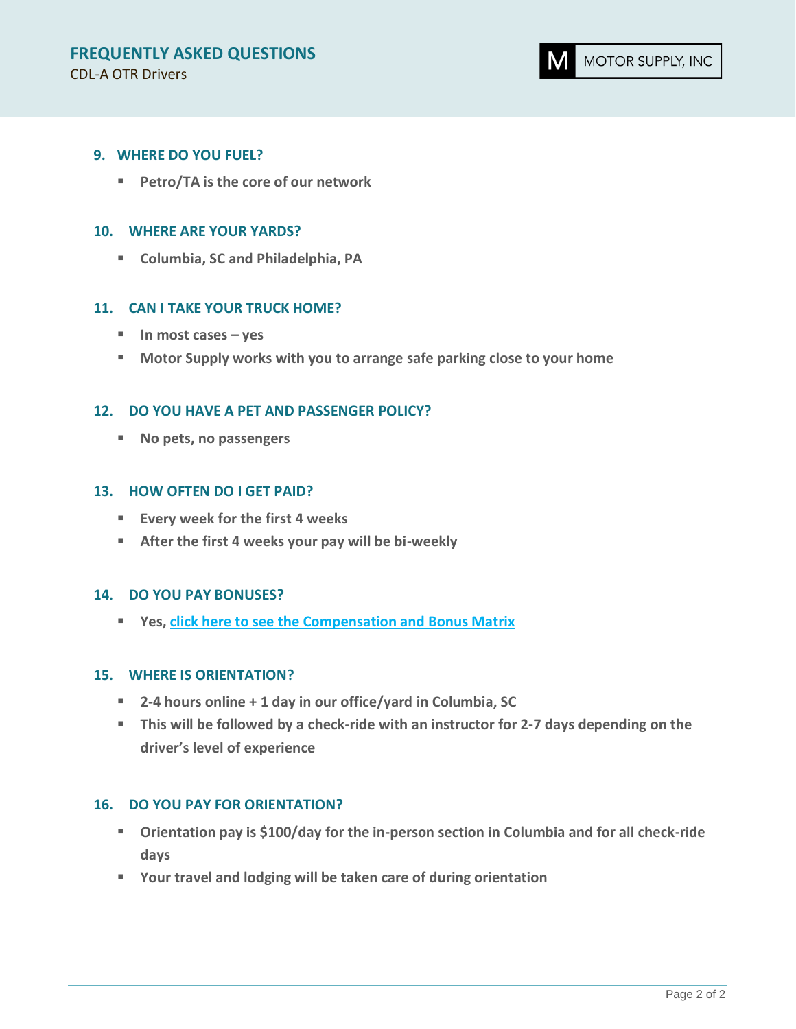**9. WHERE DO YOU FUEL?**

- **Petro/TA is the core of our network**

**10. WHERE ARE YOUR YARDS?**

- **Columbia, SC and Philadelphia, PA**

**11. CAN I TAKE YOUR TRUCK HOME?**

- **In most cases – yes**
- **Motor Supply works with you to arrange safe parking close to your home**

**12. DO YOU HAVE A PET AND PASSENGER POLICY?**

- **No pets, no passengers**

**13. HOW OFTEN DO I GET PAID?**

- **Every week for the first 4 weeks**
- **After the first 4 weeks your pay will be bi-weekly**

**14. DO YOU PAY BONUSES?**

- **Yes, click here to see the Compensation and Bonus Matrix**

**15. WHERE IS ORIENTATION?**

- **2-4 hours online + 1 day in our office/yard in Columbia, SC**
- **This will be followed by a check-ride with an instructor for 2-7 days depending on the driver's level of experience**

**16. DO YOU PAY FOR ORIENTATION?**

- **Orientation pay is $100/day for the in-person section in Columbia and for all check-ride days**
- **Your travel and lodging will be taken care of during orientation**